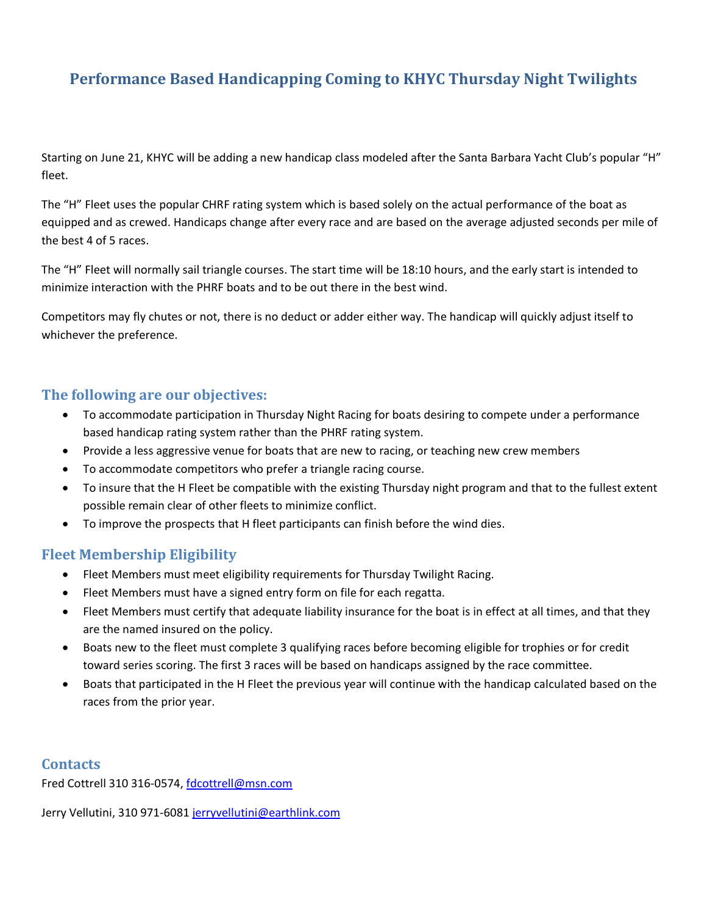# Performance Based Handicapping Coming to KHYC Thursday Night Twilights

Starting on June 21, KHYC will be adding a new handicap class modeled after the Santa Barbara Yacht Club's popular "H" fleet.

The "H" Fleet uses the popular CHRF rating system which is based solely on the actual performance of the boat as equipped and as crewed. Handicaps change after every race and are based on the average adjusted seconds per mile of the best 4 of 5 races.

The "H" Fleet will normally sail triangle courses. The start time will be 18:10 hours, and the early start is intended to minimize interaction with the PHRF boats and to be out there in the best wind.

Competitors may fly chutes or not, there is no deduct or adder either way. The handicap will quickly adjust itself to whichever the preference.

## The following are our objectives:

- To accommodate participation in Thursday Night Racing for boats desiring to compete under a performance based handicap rating system rather than the PHRF rating system.
- Provide a less aggressive venue for boats that are new to racing, or teaching new crew members
- To accommodate competitors who prefer a triangle racing course.
- To insure that the H Fleet be compatible with the existing Thursday night program and that to the fullest extent possible remain clear of other fleets to minimize conflict.
- To improve the prospects that H fleet participants can finish before the wind dies.

## Fleet Membership Eligibility

- Fleet Members must meet eligibility requirements for Thursday Twilight Racing.
- Fleet Members must have a signed entry form on file for each regatta.
- Fleet Members must certify that adequate liability insurance for the boat is in effect at all times, and that they are the named insured on the policy.
- Boats new to the fleet must complete 3 qualifying races before becoming eligible for trophies or for credit toward series scoring. The first 3 races will be based on handicaps assigned by the race committee.
- Boats that participated in the H Fleet the previous year will continue with the handicap calculated based on the races from the prior year.

## Contacts

Fred Cottrell 310 316-0574, fdcottrell@msn.com

Jerry Vellutini, 310 971-6081 jerryvellutini@earthlink.com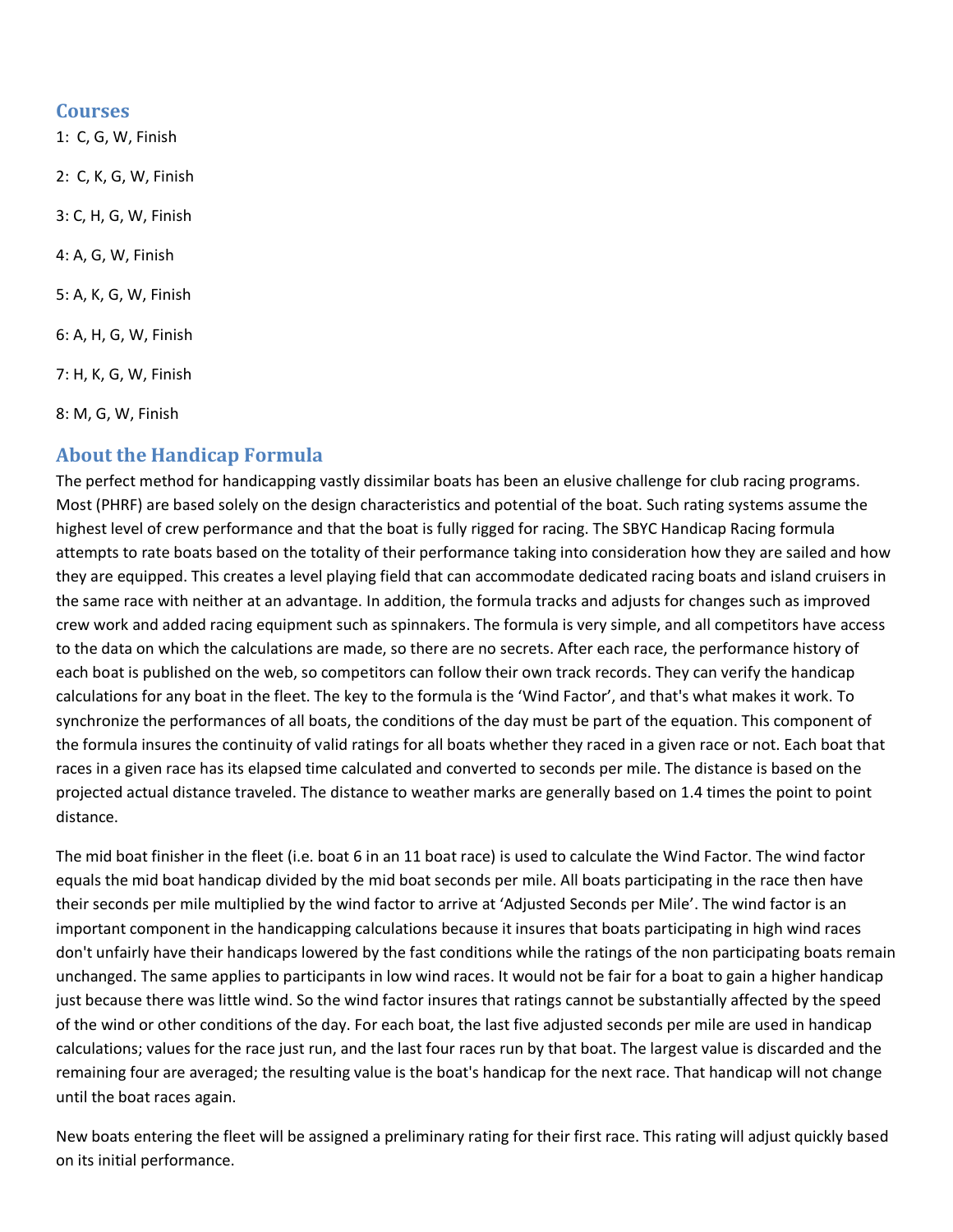## Courses

1: C, G, W, Finish

2: C, K, G, W, Finish

3: C, H, G, W, Finish

4: A, G, W, Finish

5: A, K, G, W, Finish

6: A, H, G, W, Finish

7: H, K, G, W, Finish

8: M, G, W, Finish

## About the Handicap Formula

The perfect method for handicapping vastly dissimilar boats has been an elusive challenge for club racing programs. Most (PHRF) are based solely on the design characteristics and potential of the boat. Such rating systems assume the highest level of crew performance and that the boat is fully rigged for racing. The SBYC Handicap Racing formula attempts to rate boats based on the totality of their performance taking into consideration how they are sailed and how they are equipped. This creates a level playing field that can accommodate dedicated racing boats and island cruisers in the same race with neither at an advantage. In addition, the formula tracks and adjusts for changes such as improved crew work and added racing equipment such as spinnakers. The formula is very simple, and all competitors have access to the data on which the calculations are made, so there are no secrets. After each race, the performance history of each boat is published on the web, so competitors can follow their own track records. They can verify the handicap calculations for any boat in the fleet. The key to the formula is the 'Wind Factor', and that's what makes it work. To synchronize the performances of all boats, the conditions of the day must be part of the equation. This component of the formula insures the continuity of valid ratings for all boats whether they raced in a given race or not. Each boat that races in a given race has its elapsed time calculated and converted to seconds per mile. The distance is based on the projected actual distance traveled. The distance to weather marks are generally based on 1.4 times the point to point distance.

The mid boat finisher in the fleet (i.e. boat 6 in an 11 boat race) is used to calculate the Wind Factor. The wind factor equals the mid boat handicap divided by the mid boat seconds per mile. All boats participating in the race then have their seconds per mile multiplied by the wind factor to arrive at 'Adjusted Seconds per Mile'. The wind factor is an important component in the handicapping calculations because it insures that boats participating in high wind races don't unfairly have their handicaps lowered by the fast conditions while the ratings of the non participating boats remain unchanged. The same applies to participants in low wind races. It would not be fair for a boat to gain a higher handicap just because there was little wind. So the wind factor insures that ratings cannot be substantially affected by the speed of the wind or other conditions of the day. For each boat, the last five adjusted seconds per mile are used in handicap calculations; values for the race just run, and the last four races run by that boat. The largest value is discarded and the remaining four are averaged; the resulting value is the boat's handicap for the next race. That handicap will not change until the boat races again.

New boats entering the fleet will be assigned a preliminary rating for their first race. This rating will adjust quickly based on its initial performance.